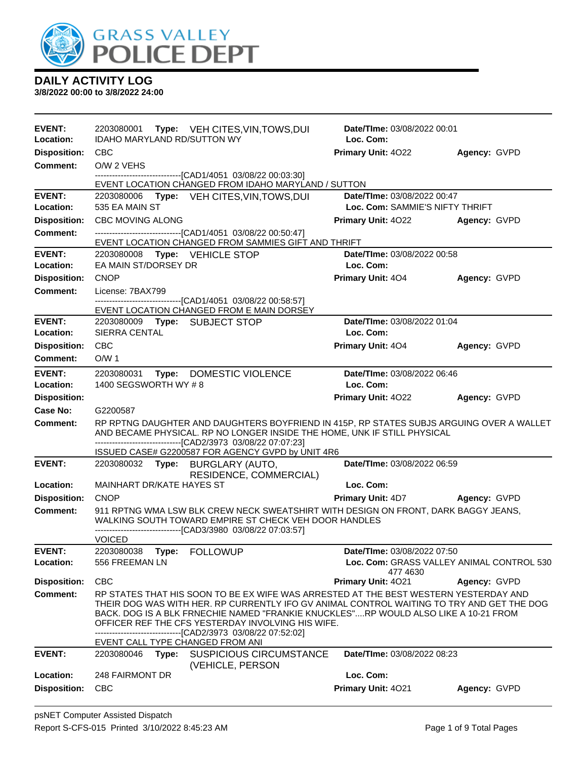# DAILY ACTIVITY LOG

**3/8/2022 00:00 to 3/8/2022 24:00**

---

**EVENT:** 2203080001 **Type:** VEH CITES,VIN,TOWS,DUI **Date/TIme:** 03/08/2022 00:01
**Location:** IDAHO MARYLAND RD/SUTTON WY **Loc. Com:**
**Disposition:** CBC **Primary Unit:** 4O22 **Agency:** GVPD
**Comment:** O/W 2 VEHS
------------------------------[CAD1/4051 03/08/22 00:03:30]
EVENT LOCATION CHANGED FROM IDAHO MARYLAND / SUTTON

---

**EVENT:** 2203080006 **Type:** VEH CITES,VIN,TOWS,DUI **Date/TIme:** 03/08/2022 00:47
**Location:** 535 EA MAIN ST **Loc. Com:** SAMMIE'S NIFTY THRIFT
**Disposition:** CBC MOVING ALONG **Primary Unit:** 4O22 **Agency:** GVPD
**Comment:**
------------------------------[CAD1/4051 03/08/22 00:50:47]
EVENT LOCATION CHANGED FROM SAMMIES GIFT AND THRIFT

---

**EVENT:** 2203080008 **Type:** VEHICLE STOP **Date/TIme:** 03/08/2022 00:58
**Location:** EA MAIN ST/DORSEY DR **Loc. Com:**
**Disposition:** CNOP **Primary Unit:** 4O4 **Agency:** GVPD
**Comment:** License: 7BAX799
------------------------------[CAD1/4051 03/08/22 00:58:57]
EVENT LOCATION CHANGED FROM E MAIN DORSEY

---

**EVENT:** 2203080009 **Type:** SUBJECT STOP **Date/TIme:** 03/08/2022 01:04
**Location:** SIERRA CENTAL **Loc. Com:**
**Disposition:** CBC **Primary Unit:** 4O4 **Agency:** GVPD
**Comment:** O/W 1

---

**EVENT:** 2203080031 **Type:** DOMESTIC VIOLENCE **Date/TIme:** 03/08/2022 06:46
**Location:** 1400 SEGSWORTH WY # 8 **Loc. Com:**
**Disposition:** **Primary Unit:** 4O22 **Agency:** GVPD
**Case No:** G2200587
**Comment:** RP RPTNG DAUGHTER AND DAUGHTERS BOYFRIEND IN 415P, RP STATES SUBJS ARGUING OVER A WALLET AND BECAME PHYSICAL. RP NO LONGER INSIDE THE HOME, UNK IF STILL PHYSICAL
------------------------------[CAD2/3973 03/08/22 07:07:23]
ISSUED CASE# G2200587 FOR AGENCY GVPD by UNIT 4R6

---

**EVENT:** 2203080032 **Type:** BURGLARY (AUTO, RESIDENCE, COMMERCIAL) **Date/TIme:** 03/08/2022 06:59
**Location:** MAINHART DR/KATE HAYES ST **Loc. Com:**
**Disposition:** CNOP **Primary Unit:** 4D7 **Agency:** GVPD
**Comment:** 911 RPTNG WMA LSW BLK CREW NECK SWEATSHIRT WITH DESIGN ON FRONT, DARK BAGGY JEANS, WALKING SOUTH TOWARD EMPIRE ST CHECK VEH DOOR HANDLES
------------------------------[CAD3/3980 03/08/22 07:03:57]
VOICED

---

**EVENT:** 2203080038 **Type:** FOLLOWUP **Date/TIme:** 03/08/2022 07:50
**Location:** 556 FREEMAN LN **Loc. Com:** GRASS VALLEY ANIMAL CONTROL 530 477 4630
**Disposition:** CBC **Primary Unit:** 4O21 **Agency:** GVPD
**Comment:** RP STATES THAT HIS SOON TO BE EX WIFE WAS ARRESTED AT THE BEST WESTERN YESTERDAY AND THEIR DOG WAS WITH HER. RP CURRENTLY IFO GV ANIMAL CONTROL WAITING TO TRY AND GET THE DOG BACK. DOG IS A BLK FRNECHIE NAMED "FRANKIE KNUCKLES"....RP WOULD ALSO LIKE A 10-21 FROM OFFICER REF THE CFS YESTERDAY INVOLVING HIS WIFE.
------------------------------[CAD2/3973 03/08/22 07:52:02]
EVENT CALL TYPE CHANGED FROM ANI

---

**EVENT:** 2203080046 **Type:** SUSPICIOUS CIRCUMSTANCE (VEHICLE, PERSON **Date/TIme:** 03/08/2022 08:23
**Location:** 248 FAIRMONT DR **Loc. Com:**
**Disposition:** CBC **Primary Unit:** 4O21 **Agency:** GVPD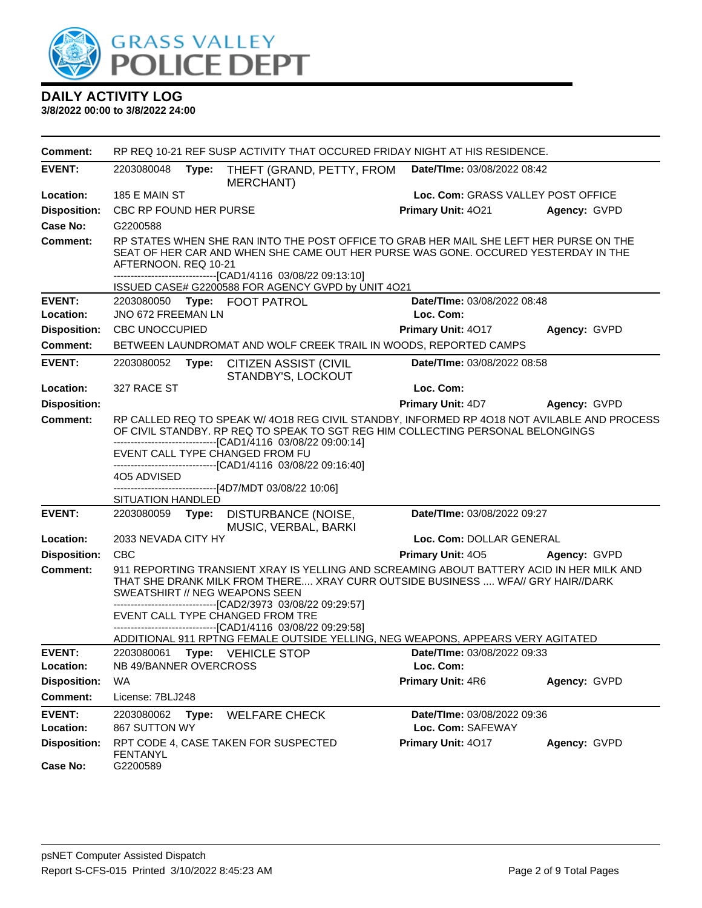# GRASS VALLEY POLICE DEPT

## DAILY ACTIVITY LOG

**3/8/2022 00:00 to 3/8/2022 24:00**

**Comment:** RP REQ 10-21 REF SUSP ACTIVITY THAT OCCURED FRIDAY NIGHT AT HIS RESIDENCE.

---

| | | | |
|---|---|---|---|
| **EVENT:** | 2203080048 **Type:** THEFT (GRAND, PETTY, FROM MERCHANT) | **Date/TIme:** 03/08/2022 08:42 | |
| **Location:** | 185 E MAIN ST | **Loc. Com:** GRASS VALLEY POST OFFICE | |
| **Disposition:** | CBC RP FOUND HER PURSE | **Primary Unit:** 4O21 | **Agency:** GVPD |
| **Case No:** | G2200588 | | |

**Comment:** RP STATES WHEN SHE RAN INTO THE POST OFFICE TO GRAB HER MAIL SHE LEFT HER PURSE ON THE SEAT OF HER CAR AND WHEN SHE CAME OUT HER PURSE WAS GONE. OCCURED YESTERDAY IN THE AFTERNOON. REQ 10-21
------------------------------[CAD1/4116 03/08/22 09:13:10]
ISSUED CASE# G2200588 FOR AGENCY GVPD by UNIT 4O21

---

| | | | |
|---|---|---|---|
| **EVENT:** | 2203080050 **Type:** FOOT PATROL | **Date/TIme:** 03/08/2022 08:48 | |
| **Location:** | JNO 672 FREEMAN LN | **Loc. Com:** | |
| **Disposition:** | CBC UNOCCUPIED | **Primary Unit:** 4O17 | **Agency:** GVPD |

**Comment:** BETWEEN LAUNDROMAT AND WOLF CREEK TRAIL IN WOODS, REPORTED CAMPS

---

| | | | |
|---|---|---|---|
| **EVENT:** | 2203080052 **Type:** CITIZEN ASSIST (CIVIL STANDBY'S, LOCKOUT | **Date/TIme:** 03/08/2022 08:58 | |
| **Location:** | 327 RACE ST | **Loc. Com:** | |
| **Disposition:** | | **Primary Unit:** 4D7 | **Agency:** GVPD |

**Comment:** RP CALLED REQ TO SPEAK W/ 4O18 REG CIVIL STANDBY, INFORMED RP 4O18 NOT AVILABLE AND PROCESS OF CIVIL STANDBY. RP REQ TO SPEAK TO SGT REG HIM COLLECTING PERSONAL BELONGINGS
------------------------------[CAD1/4116 03/08/22 09:00:14]
EVENT CALL TYPE CHANGED FROM FU
------------------------------[CAD1/4116 03/08/22 09:16:40]
4O5 ADVISED
------------------------------[4D7/MDT 03/08/22 10:06]
SITUATION HANDLED

---

| | | | |
|---|---|---|---|
| **EVENT:** | 2203080059 **Type:** DISTURBANCE (NOISE, MUSIC, VERBAL, BARKI | **Date/TIme:** 03/08/2022 09:27 | |
| **Location:** | 2033 NEVADA CITY HY | **Loc. Com:** DOLLAR GENERAL | |
| **Disposition:** | CBC | **Primary Unit:** 4O5 | **Agency:** GVPD |

**Comment:** 911 REPORTING TRANSIENT XRAY IS YELLING AND SCREAMING ABOUT BATTERY ACID IN HER MILK AND THAT SHE DRANK MILK FROM THERE.... XRAY CURR OUTSIDE BUSINESS .... WFA// GRY HAIR//DARK SWEATSHIRT // NEG WEAPONS SEEN
------------------------------[CAD2/3973 03/08/22 09:29:57]
EVENT CALL TYPE CHANGED FROM TRE
------------------------------[CAD1/4116 03/08/22 09:29:58]
ADDITIONAL 911 RPTNG FEMALE OUTSIDE YELLING, NEG WEAPONS, APPEARS VERY AGITATED

---

| | | | |
|---|---|---|---|
| **EVENT:** | 2203080061 **Type:** VEHICLE STOP | **Date/TIme:** 03/08/2022 09:33 | |
| **Location:** | NB 49/BANNER OVERCROSS | **Loc. Com:** | |
| **Disposition:** | WA | **Primary Unit:** 4R6 | **Agency:** GVPD |

**Comment:** License: 7BLJ248

---

| | | | |
|---|---|---|---|
| **EVENT:** | 2203080062 **Type:** WELFARE CHECK | **Date/TIme:** 03/08/2022 09:36 | |
| **Location:** | 867 SUTTON WY | **Loc. Com:** SAFEWAY | |
| **Disposition:** | RPT CODE 4, CASE TAKEN FOR SUSPECTED FENTANYL | **Primary Unit:** 4O17 | **Agency:** GVPD |
| **Case No:** | G2200589 | | |

psNET Computer Assisted Dispatch
Report S-CFS-015 Printed 3/10/2022 8:45:23 AM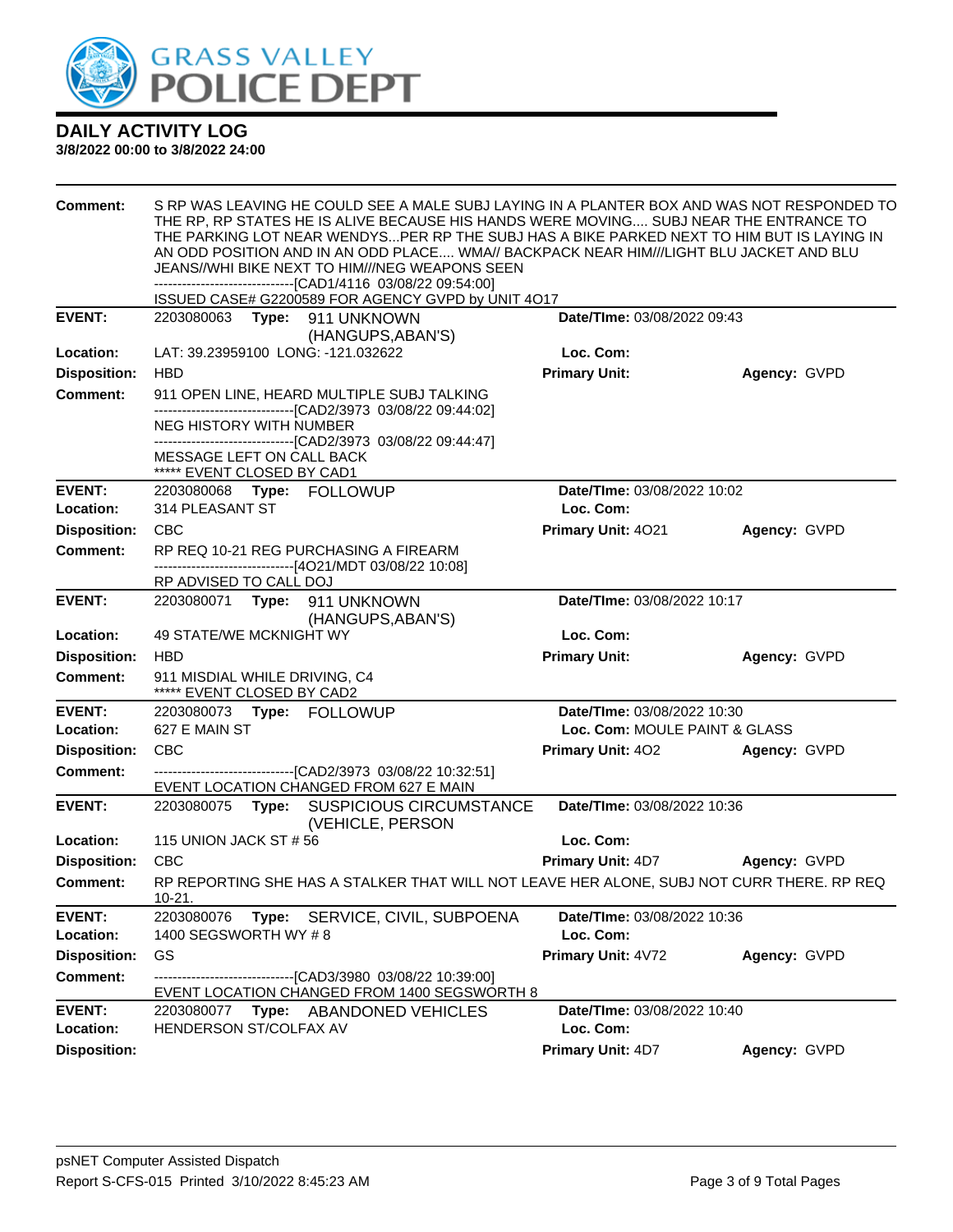# DAILY ACTIVITY LOG

**3/8/2022 00:00 to 3/8/2022 24:00**

**Comment:** S RP WAS LEAVING HE COULD SEE A MALE SUBJ LAYING IN A PLANTER BOX AND WAS NOT RESPONDED TO THE RP, RP STATES HE IS ALIVE BECAUSE HIS HANDS WERE MOVING.... SUBJ NEAR THE ENTRANCE TO THE PARKING LOT NEAR WENDYS...PER RP THE SUBJ HAS A BIKE PARKED NEXT TO HIM BUT IS LAYING IN AN ODD POSITION AND IN AN ODD PLACE.... WMA// BACKPACK NEAR HIM///LIGHT BLU JACKET AND BLU JEANS//WHI BIKE NEXT TO HIM///NEG WEAPONS SEEN
------------------------------[CAD1/4116 03/08/22 09:54:00]
ISSUED CASE# G2200589 FOR AGENCY GVPD by UNIT 4O17

---

**EVENT:** 2203080063 **Type:** 911 UNKNOWN (HANGUPS,ABAN'S) **Date/TIme:** 03/08/2022 09:43
**Location:** LAT: 39.23959100 LONG: -121.032622 **Loc. Com:**
**Disposition:** HBD **Primary Unit:** **Agency:** GVPD
**Comment:** 911 OPEN LINE, HEARD MULTIPLE SUBJ TALKING
------------------------------[CAD2/3973 03/08/22 09:44:02]
NEG HISTORY WITH NUMBER
------------------------------[CAD2/3973 03/08/22 09:44:47]
MESSAGE LEFT ON CALL BACK
***** EVENT CLOSED BY CAD1

---

**EVENT:** 2203080068 **Type:** FOLLOWUP **Date/TIme:** 03/08/2022 10:02
**Location:** 314 PLEASANT ST **Loc. Com:**
**Disposition:** CBC **Primary Unit:** 4O21 **Agency:** GVPD
**Comment:** RP REQ 10-21 REG PURCHASING A FIREARM
------------------------------[4O21/MDT 03/08/22 10:08]
RP ADVISED TO CALL DOJ

---

**EVENT:** 2203080071 **Type:** 911 UNKNOWN (HANGUPS,ABAN'S) **Date/TIme:** 03/08/2022 10:17
**Location:** 49 STATE/WE MCKNIGHT WY **Loc. Com:**
**Disposition:** HBD **Primary Unit:** **Agency:** GVPD
**Comment:** 911 MISDIAL WHILE DRIVING, C4
***** EVENT CLOSED BY CAD2

---

**EVENT:** 2203080073 **Type:** FOLLOWUP **Date/TIme:** 03/08/2022 10:30
**Location:** 627 E MAIN ST **Loc. Com:** MOULE PAINT & GLASS
**Disposition:** CBC **Primary Unit:** 4O2 **Agency:** GVPD
**Comment:** ------------------------------[CAD2/3973 03/08/22 10:32:51]
EVENT LOCATION CHANGED FROM 627 E MAIN

---

**EVENT:** 2203080075 **Type:** SUSPICIOUS CIRCUMSTANCE (VEHICLE, PERSON **Date/TIme:** 03/08/2022 10:36
**Location:** 115 UNION JACK ST # 56 **Loc. Com:**
**Disposition:** CBC **Primary Unit:** 4D7 **Agency:** GVPD
**Comment:** RP REPORTING SHE HAS A STALKER THAT WILL NOT LEAVE HER ALONE, SUBJ NOT CURR THERE. RP REQ 10-21.

---

**EVENT:** 2203080076 **Type:** SERVICE, CIVIL, SUBPOENA **Date/TIme:** 03/08/2022 10:36
**Location:** 1400 SEGSWORTH WY # 8 **Loc. Com:**
**Disposition:** GS **Primary Unit:** 4V72 **Agency:** GVPD
**Comment:** ------------------------------[CAD3/3980 03/08/22 10:39:00]
EVENT LOCATION CHANGED FROM 1400 SEGSWORTH 8

---

**EVENT:** 2203080077 **Type:** ABANDONED VEHICLES **Date/TIme:** 03/08/2022 10:40
**Location:** HENDERSON ST/COLFAX AV **Loc. Com:**
**Disposition:** **Primary Unit:** 4D7 **Agency:** GVPD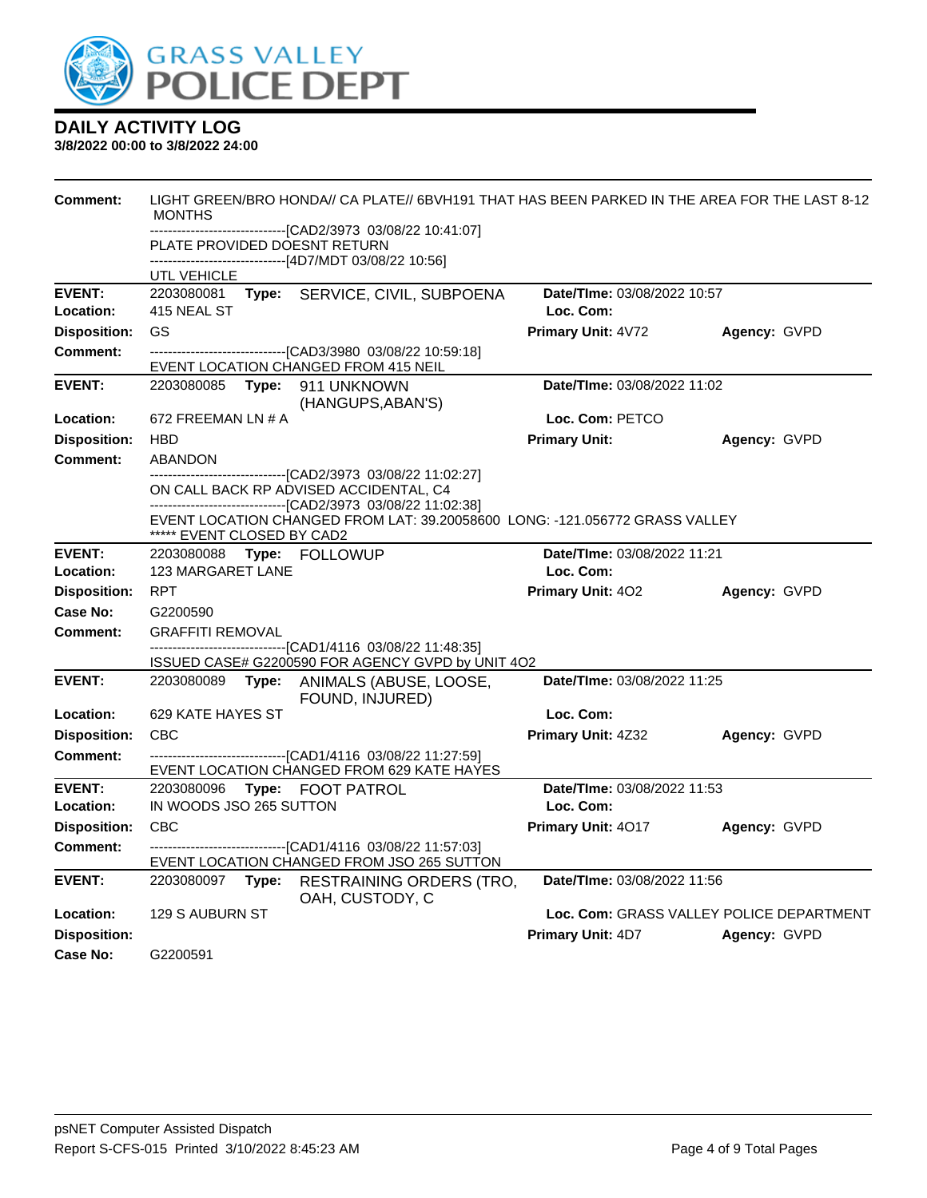# DAILY ACTIVITY LOG

**3/8/2022 00:00 to 3/8/2022 24:00**

**Comment:** LIGHT GREEN/BRO HONDA// CA PLATE// 6BVH191 THAT HAS BEEN PARKED IN THE AREA FOR THE LAST 8-12 MONTHS
------------------------------[CAD2/3973 03/08/22 10:41:07]
PLATE PROVIDED DOESNT RETURN
------------------------------[4D7/MDT 03/08/22 10:56]
UTL VEHICLE

---

**EVENT:** 2203080081 **Type:** SERVICE, CIVIL, SUBPOENA **Date/TIme:** 03/08/2022 10:57
**Location:** 415 NEAL ST **Loc. Com:**
**Disposition:** GS **Primary Unit:** 4V72 **Agency:** GVPD
**Comment:** ------------------------------[CAD3/3980 03/08/22 10:59:18]
EVENT LOCATION CHANGED FROM 415 NEIL

---

**EVENT:** 2203080085 **Type:** 911 UNKNOWN (HANGUPS,ABAN'S) **Date/TIme:** 03/08/2022 11:02
**Location:** 672 FREEMAN LN # A **Loc. Com:** PETCO
**Disposition:** HBD **Primary Unit:** **Agency:** GVPD
**Comment:** ABANDON
------------------------------[CAD2/3973 03/08/22 11:02:27]
ON CALL BACK RP ADVISED ACCIDENTAL, C4
------------------------------[CAD2/3973 03/08/22 11:02:38]
EVENT LOCATION CHANGED FROM LAT: 39.20058600 LONG: -121.056772 GRASS VALLEY
***** EVENT CLOSED BY CAD2

---

**EVENT:** 2203080088 **Type:** FOLLOWUP **Date/TIme:** 03/08/2022 11:21
**Location:** 123 MARGARET LANE **Loc. Com:**
**Disposition:** RPT **Primary Unit:** 4O2 **Agency:** GVPD
**Case No:** G2200590
**Comment:** GRAFFITI REMOVAL
------------------------------[CAD1/4116 03/08/22 11:48:35]
ISSUED CASE# G2200590 FOR AGENCY GVPD by UNIT 4O2

---

**EVENT:** 2203080089 **Type:** ANIMALS (ABUSE, LOOSE, FOUND, INJURED) **Date/TIme:** 03/08/2022 11:25
**Location:** 629 KATE HAYES ST **Loc. Com:**
**Disposition:** CBC **Primary Unit:** 4Z32 **Agency:** GVPD
**Comment:** ------------------------------[CAD1/4116 03/08/22 11:27:59]
EVENT LOCATION CHANGED FROM 629 KATE HAYES

---

**EVENT:** 2203080096 **Type:** FOOT PATROL **Date/TIme:** 03/08/2022 11:53
**Location:** IN WOODS JSO 265 SUTTON **Loc. Com:**
**Disposition:** CBC **Primary Unit:** 4O17 **Agency:** GVPD
**Comment:** ------------------------------[CAD1/4116 03/08/22 11:57:03]
EVENT LOCATION CHANGED FROM JSO 265 SUTTON

---

**EVENT:** 2203080097 **Type:** RESTRAINING ORDERS (TRO, OAH, CUSTODY, C **Date/TIme:** 03/08/2022 11:56
**Location:** 129 S AUBURN ST **Loc. Com:** GRASS VALLEY POLICE DEPARTMENT
**Disposition:** **Primary Unit:** 4D7 **Agency:** GVPD
**Case No:** G2200591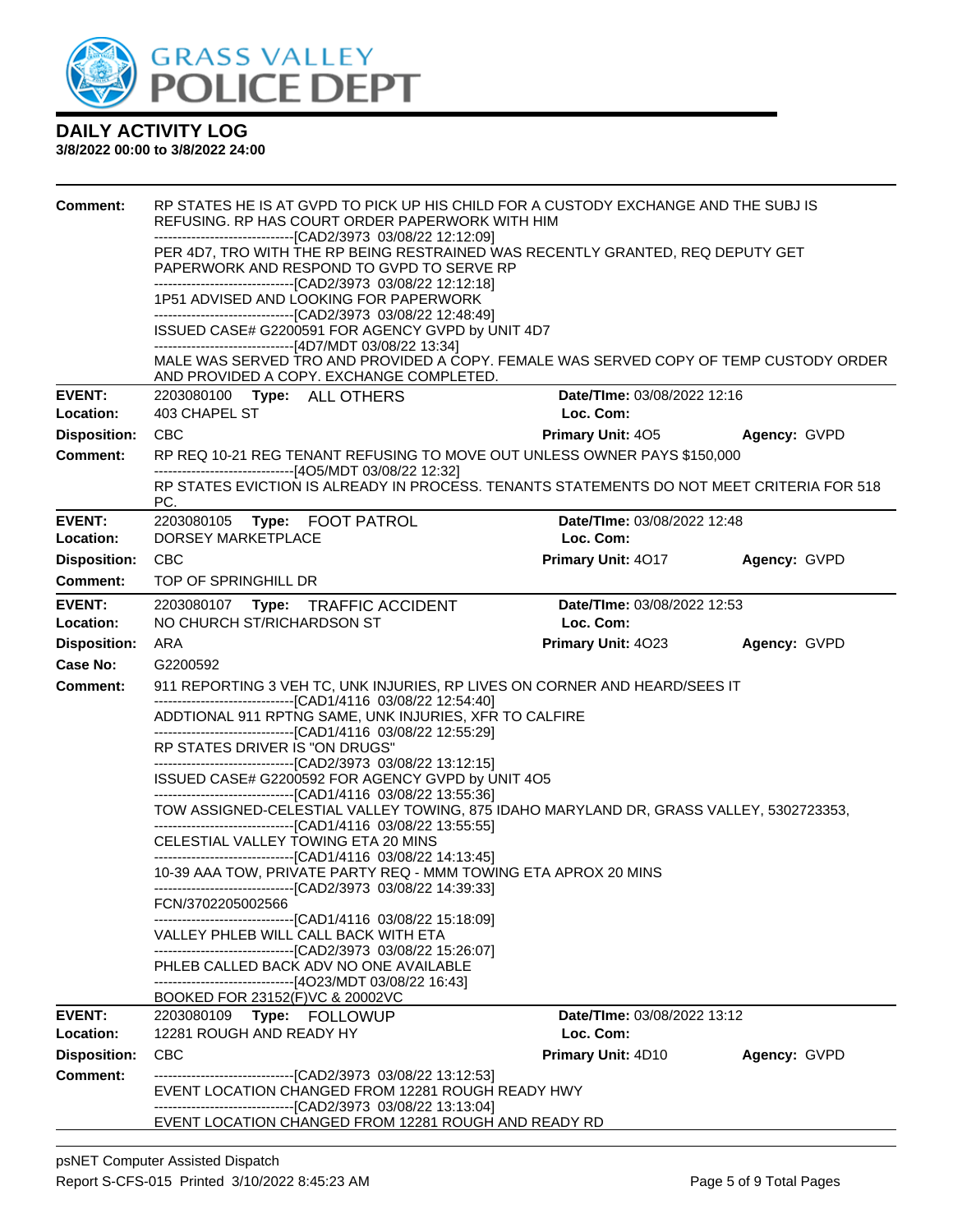# DAILY ACTIVITY LOG

**3/8/2022 00:00 to 3/8/2022 24:00**

**Comment:** RP STATES HE IS AT GVPD TO PICK UP HIS CHILD FOR A CUSTODY EXCHANGE AND THE SUBJ IS REFUSING. RP HAS COURT ORDER PAPERWORK WITH HIM
------------------------------[CAD2/3973 03/08/22 12:12:09]
PER 4D7, TRO WITH THE RP BEING RESTRAINED WAS RECENTLY GRANTED, REQ DEPUTY GET PAPERWORK AND RESPOND TO GVPD TO SERVE RP
------------------------------[CAD2/3973 03/08/22 12:12:18]
1P51 ADVISED AND LOOKING FOR PAPERWORK
------------------------------[CAD2/3973 03/08/22 12:48:49]
ISSUED CASE# G2200591 FOR AGENCY GVPD by UNIT 4D7
------------------------------[4D7/MDT 03/08/22 13:34]
MALE WAS SERVED TRO AND PROVIDED A COPY. FEMALE WAS SERVED COPY OF TEMP CUSTODY ORDER AND PROVIDED A COPY. EXCHANGE COMPLETED.

---

**EVENT:** 2203080100 **Type:** ALL OTHERS — **Date/TIme:** 03/08/2022 12:16
**Location:** 403 CHAPEL ST — **Loc. Com:**
**Disposition:** CBC — **Primary Unit:** 4O5 — **Agency:** GVPD
**Comment:** RP REQ 10-21 REG TENANT REFUSING TO MOVE OUT UNLESS OWNER PAYS $150,000
------------------------------[4O5/MDT 03/08/22 12:32]
RP STATES EVICTION IS ALREADY IN PROCESS. TENANTS STATEMENTS DO NOT MEET CRITERIA FOR 518 PC.

---

**EVENT:** 2203080105 **Type:** FOOT PATROL — **Date/TIme:** 03/08/2022 12:48
**Location:** DORSEY MARKETPLACE — **Loc. Com:**
**Disposition:** CBC — **Primary Unit:** 4O17 — **Agency:** GVPD
**Comment:** TOP OF SPRINGHILL DR

---

**EVENT:** 2203080107 **Type:** TRAFFIC ACCIDENT — **Date/TIme:** 03/08/2022 12:53
**Location:** NO CHURCH ST/RICHARDSON ST — **Loc. Com:**
**Disposition:** ARA — **Primary Unit:** 4O23 — **Agency:** GVPD
**Case No:** G2200592
**Comment:** 911 REPORTING 3 VEH TC, UNK INJURIES, RP LIVES ON CORNER AND HEARD/SEES IT
------------------------------[CAD1/4116 03/08/22 12:54:40]
ADDTIONAL 911 RPTNG SAME, UNK INJURIES, XFR TO CALFIRE
------------------------------[CAD1/4116 03/08/22 12:55:29]
RP STATES DRIVER IS "ON DRUGS"
------------------------------[CAD2/3973 03/08/22 13:12:15]
ISSUED CASE# G2200592 FOR AGENCY GVPD by UNIT 4O5
------------------------------[CAD1/4116 03/08/22 13:55:36]
TOW ASSIGNED-CELESTIAL VALLEY TOWING, 875 IDAHO MARYLAND DR, GRASS VALLEY, 5302723353,
------------------------------[CAD1/4116 03/08/22 13:55:55]
CELESTIAL VALLEY TOWING ETA 20 MINS
------------------------------[CAD1/4116 03/08/22 14:13:45]
10-39 AAA TOW, PRIVATE PARTY REQ - MMM TOWING ETA APROX 20 MINS
------------------------------[CAD2/3973 03/08/22 14:39:33]
FCN/3702205002566
------------------------------[CAD1/4116 03/08/22 15:18:09]
VALLEY PHLEB WILL CALL BACK WITH ETA
------------------------------[CAD2/3973 03/08/22 15:26:07]
PHLEB CALLED BACK ADV NO ONE AVAILABLE
------------------------------[4O23/MDT 03/08/22 16:43]
BOOKED FOR 23152(F)VC & 20002VC

---

**EVENT:** 2203080109 **Type:** FOLLOWUP — **Date/TIme:** 03/08/2022 13:12
**Location:** 12281 ROUGH AND READY HY — **Loc. Com:**
**Disposition:** CBC — **Primary Unit:** 4D10 — **Agency:** GVPD
**Comment:** ------------------------------[CAD2/3973 03/08/22 13:12:53]
EVENT LOCATION CHANGED FROM 12281 ROUGH READY HWY
------------------------------[CAD2/3973 03/08/22 13:13:04]
EVENT LOCATION CHANGED FROM 12281 ROUGH AND READY RD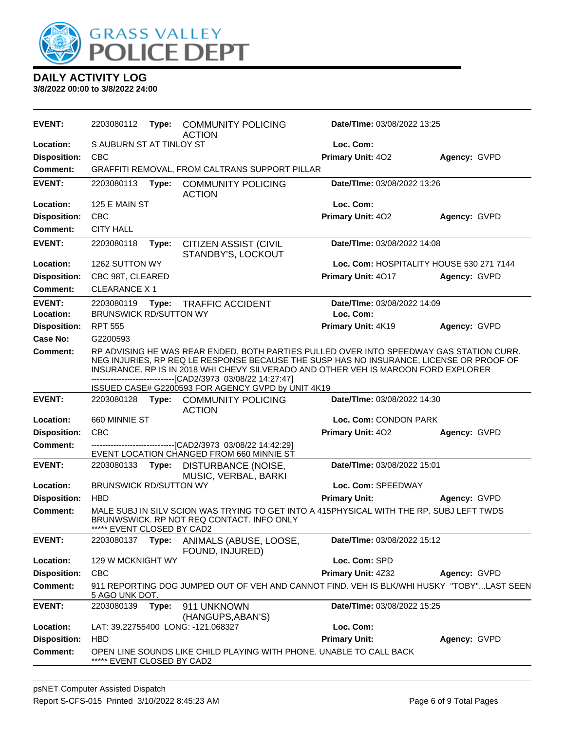# DAILY ACTIVITY LOG

**3/8/2022 00:00 to 3/8/2022 24:00**

| | | | | |
|---|---|---|---|---|
| **EVENT:** | 2203080112 **Type:** COMMUNITY POLICING ACTION | **Date/TIme:** 03/08/2022 13:25 | | |
| **Location:** | S AUBURN ST AT TINLOY ST | **Loc. Com:** | | |
| **Disposition:** | CBC | **Primary Unit:** 4O2 | **Agency:** GVPD | |
| **Comment:** | GRAFFITI REMOVAL, FROM CALTRANS SUPPORT PILLAR | | | |

| | | | | |
|---|---|---|---|---|
| **EVENT:** | 2203080113 **Type:** COMMUNITY POLICING ACTION | **Date/TIme:** 03/08/2022 13:26 | | |
| **Location:** | 125 E MAIN ST | **Loc. Com:** | | |
| **Disposition:** | CBC | **Primary Unit:** 4O2 | **Agency:** GVPD | |
| **Comment:** | CITY HALL | | | |

| | | | | |
|---|---|---|---|---|
| **EVENT:** | 2203080118 **Type:** CITIZEN ASSIST (CIVIL STANDBY'S, LOCKOUT | **Date/TIme:** 03/08/2022 14:08 | | |
| **Location:** | 1262 SUTTON WY | **Loc. Com:** HOSPITALITY HOUSE 530 271 7144 | | |
| **Disposition:** | CBC 98T, CLEARED | **Primary Unit:** 4O17 | **Agency:** GVPD | |
| **Comment:** | CLEARANCE X 1 | | | |

| | | | | |
|---|---|---|---|---|
| **EVENT:** | 2203080119 **Type:** TRAFFIC ACCIDENT | **Date/TIme:** 03/08/2022 14:09 | | |
| **Location:** | BRUNSWICK RD/SUTTON WY | **Loc. Com:** | | |
| **Disposition:** | RPT 555 | **Primary Unit:** 4K19 | **Agency:** GVPD | |
| **Case No:** | G2200593 | | | |
| **Comment:** | RP ADVISING HE WAS REAR ENDED, BOTH PARTIES PULLED OVER INTO SPEEDWAY GAS STATION CURR. NEG INJURIES, RP REQ LE RESPONSE BECAUSE THE SUSP HAS NO INSURANCE, LICENSE OR PROOF OF INSURANCE. RP IS IN 2018 WHI CHEVY SILVERADO AND OTHER VEH IS MAROON FORD EXPLORER ------------------------------[CAD2/3973 03/08/22 14:27:47] ISSUED CASE# G2200593 FOR AGENCY GVPD by UNIT 4K19 | | | |

| | | | | |
|---|---|---|---|---|
| **EVENT:** | 2203080128 **Type:** COMMUNITY POLICING ACTION | **Date/TIme:** 03/08/2022 14:30 | | |
| **Location:** | 660 MINNIE ST | **Loc. Com:** CONDON PARK | | |
| **Disposition:** | CBC | **Primary Unit:** 4O2 | **Agency:** GVPD | |
| **Comment:** | ------------------------------[CAD2/3973 03/08/22 14:42:29] EVENT LOCATION CHANGED FROM 660 MINNIE ST | | | |

| | | | | |
|---|---|---|---|---|
| **EVENT:** | 2203080133 **Type:** DISTURBANCE (NOISE, MUSIC, VERBAL, BARKI | **Date/TIme:** 03/08/2022 15:01 | | |
| **Location:** | BRUNSWICK RD/SUTTON WY | **Loc. Com:** SPEEDWAY | | |
| **Disposition:** | HBD | **Primary Unit:** | **Agency:** GVPD | |
| **Comment:** | MALE SUBJ IN SILV SCION WAS TRYING TO GET INTO A 415PHYSICAL WITH THE RP. SUBJ LEFT TWDS BRUNSWICK. RP NOT REQ CONTACT. INFO ONLY ***** EVENT CLOSED BY CAD2 | | | |

| | | | | |
|---|---|---|---|---|
| **EVENT:** | 2203080137 **Type:** ANIMALS (ABUSE, LOOSE, FOUND, INJURED) | **Date/TIme:** 03/08/2022 15:12 | | |
| **Location:** | 129 W MCKNIGHT WY | **Loc. Com:** SPD | | |
| **Disposition:** | CBC | **Primary Unit:** 4Z32 | **Agency:** GVPD | |
| **Comment:** | 911 REPORTING DOG JUMPED OUT OF VEH AND CANNOT FIND. VEH IS BLK/WHI HUSKY "TOBY"...LAST SEEN 5 AGO UNK DOT. | | | |

| | | | | |
|---|---|---|---|---|
| **EVENT:** | 2203080139 **Type:** 911 UNKNOWN (HANGUPS,ABAN'S) | **Date/TIme:** 03/08/2022 15:25 | | |
| **Location:** | LAT: 39.22755400 LONG: -121.068327 | **Loc. Com:** | | |
| **Disposition:** | HBD | **Primary Unit:** | **Agency:** GVPD | |
| **Comment:** | OPEN LINE SOUNDS LIKE CHILD PLAYING WITH PHONE. UNABLE TO CALL BACK ***** EVENT CLOSED BY CAD2 | | | |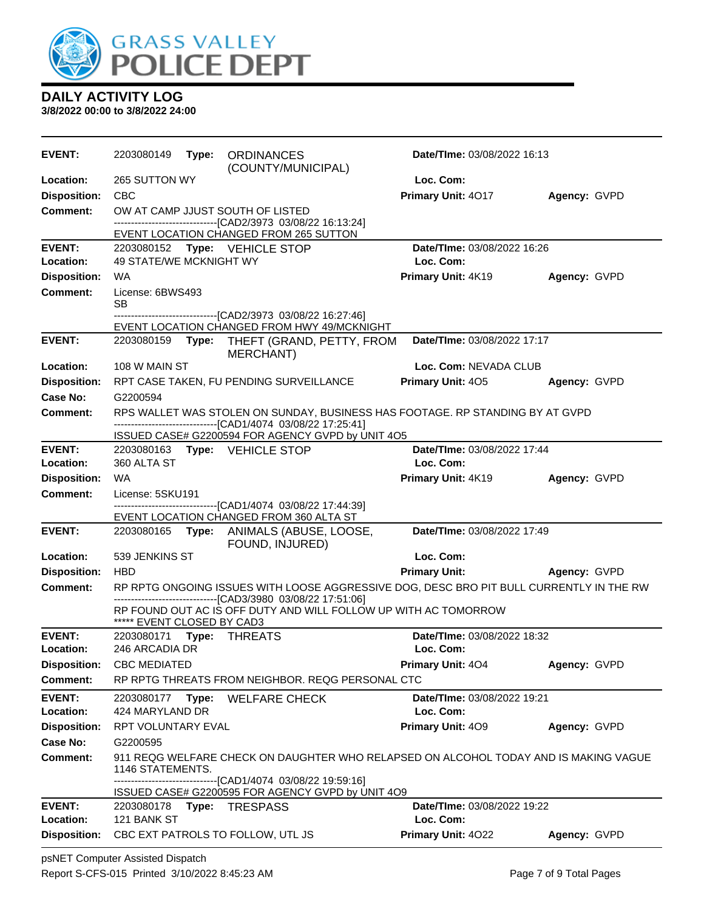# DAILY ACTIVITY LOG

**3/8/2022 00:00 to 3/8/2022 24:00**

---

**EVENT:** 2203080149 **Type:** ORDINANCES (COUNTY/MUNICIPAL) **Date/TIme:** 03/08/2022 16:13
**Location:** 265 SUTTON WY **Loc. Com:**
**Disposition:** CBC **Primary Unit:** 4O17 **Agency:** GVPD
**Comment:** OW AT CAMP JJUST SOUTH OF LISTED
------------------------------[CAD2/3973 03/08/22 16:13:24]
EVENT LOCATION CHANGED FROM 265 SUTTON

---

**EVENT:** 2203080152 **Type:** VEHICLE STOP **Date/TIme:** 03/08/2022 16:26
**Location:** 49 STATE/WE MCKNIGHT WY **Loc. Com:**
**Disposition:** WA **Primary Unit:** 4K19 **Agency:** GVPD
**Comment:** License: 6BWS493
SB
------------------------------[CAD2/3973 03/08/22 16:27:46]
EVENT LOCATION CHANGED FROM HWY 49/MCKNIGHT

---

**EVENT:** 2203080159 **Type:** THEFT (GRAND, PETTY, FROM MERCHANT) **Date/TIme:** 03/08/2022 17:17
**Location:** 108 W MAIN ST **Loc. Com:** NEVADA CLUB
**Disposition:** RPT CASE TAKEN, FU PENDING SURVEILLANCE **Primary Unit:** 4O5 **Agency:** GVPD
**Case No:** G2200594
**Comment:** RPS WALLET WAS STOLEN ON SUNDAY, BUSINESS HAS FOOTAGE. RP STANDING BY AT GVPD
------------------------------[CAD1/4074 03/08/22 17:25:41]
ISSUED CASE# G2200594 FOR AGENCY GVPD by UNIT 4O5

---

**EVENT:** 2203080163 **Type:** VEHICLE STOP **Date/TIme:** 03/08/2022 17:44
**Location:** 360 ALTA ST **Loc. Com:**
**Disposition:** WA **Primary Unit:** 4K19 **Agency:** GVPD
**Comment:** License: 5SKU191
------------------------------[CAD1/4074 03/08/22 17:44:39]
EVENT LOCATION CHANGED FROM 360 ALTA ST

---

**EVENT:** 2203080165 **Type:** ANIMALS (ABUSE, LOOSE, FOUND, INJURED) **Date/TIme:** 03/08/2022 17:49
**Location:** 539 JENKINS ST **Loc. Com:**
**Disposition:** HBD **Primary Unit:** **Agency:** GVPD
**Comment:** RP RPTG ONGOING ISSUES WITH LOOSE AGGRESSIVE DOG, DESC BRO PIT BULL CURRENTLY IN THE RW
------------------------------[CAD3/3980 03/08/22 17:51:06]
RP FOUND OUT AC IS OFF DUTY AND WILL FOLLOW UP WITH AC TOMORROW
***** EVENT CLOSED BY CAD3

---

**EVENT:** 2203080171 **Type:** THREATS **Date/TIme:** 03/08/2022 18:32
**Location:** 246 ARCADIA DR **Loc. Com:**
**Disposition:** CBC MEDIATED **Primary Unit:** 4O4 **Agency:** GVPD
**Comment:** RP RPTG THREATS FROM NEIGHBOR. REQG PERSONAL CTC

---

**EVENT:** 2203080177 **Type:** WELFARE CHECK **Date/TIme:** 03/08/2022 19:21
**Location:** 424 MARYLAND DR **Loc. Com:**
**Disposition:** RPT VOLUNTARY EVAL **Primary Unit:** 4O9 **Agency:** GVPD
**Case No:** G2200595
**Comment:** 911 REQG WELFARE CHECK ON DAUGHTER WHO RELAPSED ON ALCOHOL TODAY AND IS MAKING VAGUE 1146 STATEMENTS.
------------------------------[CAD1/4074 03/08/22 19:59:16]
ISSUED CASE# G2200595 FOR AGENCY GVPD by UNIT 4O9

---

**EVENT:** 2203080178 **Type:** TRESPASS **Date/TIme:** 03/08/2022 19:22
**Location:** 121 BANK ST **Loc. Com:**
**Disposition:** CBC EXT PATROLS TO FOLLOW, UTL JS **Primary Unit:** 4O22 **Agency:** GVPD

---

psNET Computer Assisted Dispatch
Report S-CFS-015 Printed 3/10/2022 8:45:23 AM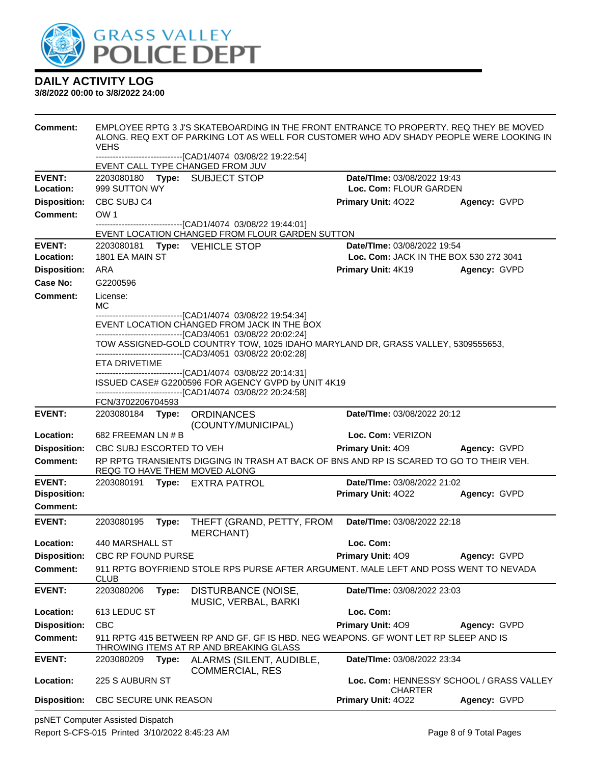# DAILY ACTIVITY LOG

**3/8/2022 00:00 to 3/8/2022 24:00**

**Comment:** EMPLOYEE RPTG 3 J'S SKATEBOARDING IN THE FRONT ENTRANCE TO PROPERTY. REQ THEY BE MOVED ALONG. REQ EXT OF PARKING LOT AS WELL FOR CUSTOMER WHO ADV SHADY PEOPLE WERE LOOKING IN VEHS
------------------------------[CAD1/4074 03/08/22 19:22:54]
EVENT CALL TYPE CHANGED FROM JUV

---

**EVENT:** 2203080180 **Type:** SUBJECT STOP **Date/TIme:** 03/08/2022 19:43
**Location:** 999 SUTTON WY **Loc. Com:** FLOUR GARDEN
**Disposition:** CBC SUBJ C4 **Primary Unit:** 4O22 **Agency:** GVPD
**Comment:** OW 1
------------------------------[CAD1/4074 03/08/22 19:44:01]
EVENT LOCATION CHANGED FROM FLOUR GARDEN SUTTON

---

**EVENT:** 2203080181 **Type:** VEHICLE STOP **Date/TIme:** 03/08/2022 19:54
**Location:** 1801 EA MAIN ST **Loc. Com:** JACK IN THE BOX 530 272 3041
**Disposition:** ARA **Primary Unit:** 4K19 **Agency:** GVPD
**Case No:** G2200596
**Comment:** License:
MC
------------------------------[CAD1/4074 03/08/22 19:54:34]
EVENT LOCATION CHANGED FROM JACK IN THE BOX
------------------------------[CAD3/4051 03/08/22 20:02:24]
TOW ASSIGNED-GOLD COUNTRY TOW, 1025 IDAHO MARYLAND DR, GRASS VALLEY, 5309555653,
------------------------------[CAD3/4051 03/08/22 20:02:28]
ETA DRIVETIME
------------------------------[CAD1/4074 03/08/22 20:14:31]
ISSUED CASE# G2200596 FOR AGENCY GVPD by UNIT 4K19
------------------------------[CAD1/4074 03/08/22 20:24:58]
FCN/3702206704593

---

**EVENT:** 2203080184 **Type:** ORDINANCES (COUNTY/MUNICIPAL) **Date/TIme:** 03/08/2022 20:12
**Location:** 682 FREEMAN LN # B **Loc. Com:** VERIZON
**Disposition:** CBC SUBJ ESCORTED TO VEH **Primary Unit:** 4O9 **Agency:** GVPD
**Comment:** RP RPTG TRANSIENTS DIGGING IN TRASH AT BACK OF BNS AND RP IS SCARED TO GO TO THEIR VEH. REQG TO HAVE THEM MOVED ALONG

---

**EVENT:** 2203080191 **Type:** EXTRA PATROL **Date/TIme:** 03/08/2022 21:02
**Disposition:** **Primary Unit:** 4O22 **Agency:** GVPD
**Comment:**

---

**EVENT:** 2203080195 **Type:** THEFT (GRAND, PETTY, FROM MERCHANT) **Date/TIme:** 03/08/2022 22:18
**Location:** 440 MARSHALL ST **Loc. Com:**
**Disposition:** CBC RP FOUND PURSE **Primary Unit:** 4O9 **Agency:** GVPD
**Comment:** 911 RPTG BOYFRIEND STOLE RPS PURSE AFTER ARGUMENT. MALE LEFT AND POSS WENT TO NEVADA CLUB

---

**EVENT:** 2203080206 **Type:** DISTURBANCE (NOISE, MUSIC, VERBAL, BARKI **Date/TIme:** 03/08/2022 23:03
**Location:** 613 LEDUC ST **Loc. Com:**
**Disposition:** CBC **Primary Unit:** 4O9 **Agency:** GVPD
**Comment:** 911 RPTG 415 BETWEEN RP AND GF. GF IS HBD. NEG WEAPONS. GF WONT LET RP SLEEP AND IS THROWING ITEMS AT RP AND BREAKING GLASS

---

**EVENT:** 2203080209 **Type:** ALARMS (SILENT, AUDIBLE, COMMERCIAL, RES **Date/TIme:** 03/08/2022 23:34
**Location:** 225 S AUBURN ST **Loc. Com:** HENNESSY SCHOOL / GRASS VALLEY CHARTER
**Disposition:** CBC SECURE UNK REASON **Primary Unit:** 4O22 **Agency:** GVPD

psNET Computer Assisted Dispatch
Report S-CFS-015 Printed 3/10/2022 8:45:23 AM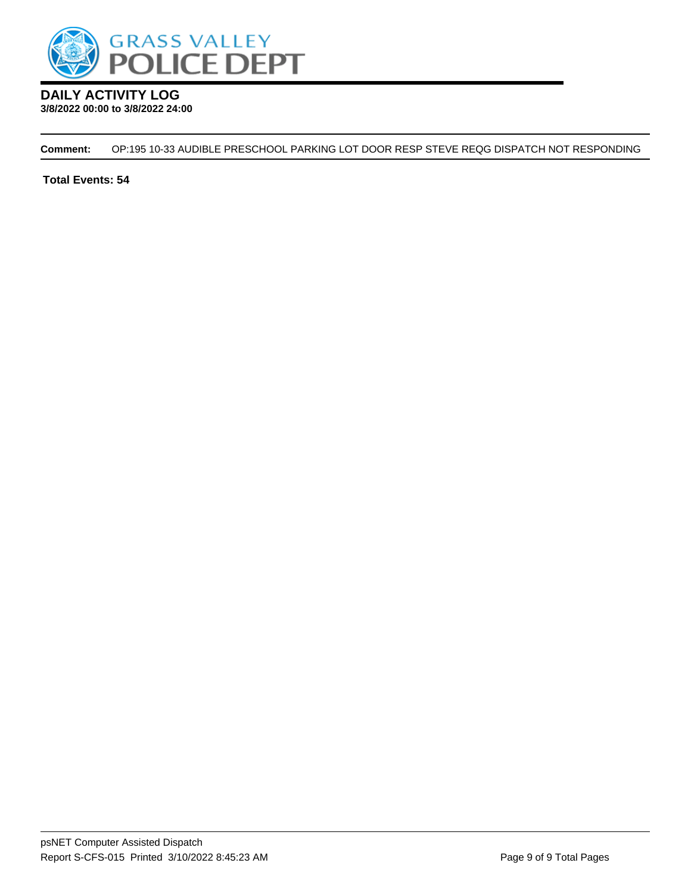**Comment:** OP:195 10-33 AUDIBLE PRESCHOOL PARKING LOT DOOR RESP STEVE REQG DISPATCH NOT RESPONDING

**Total Events: 54**